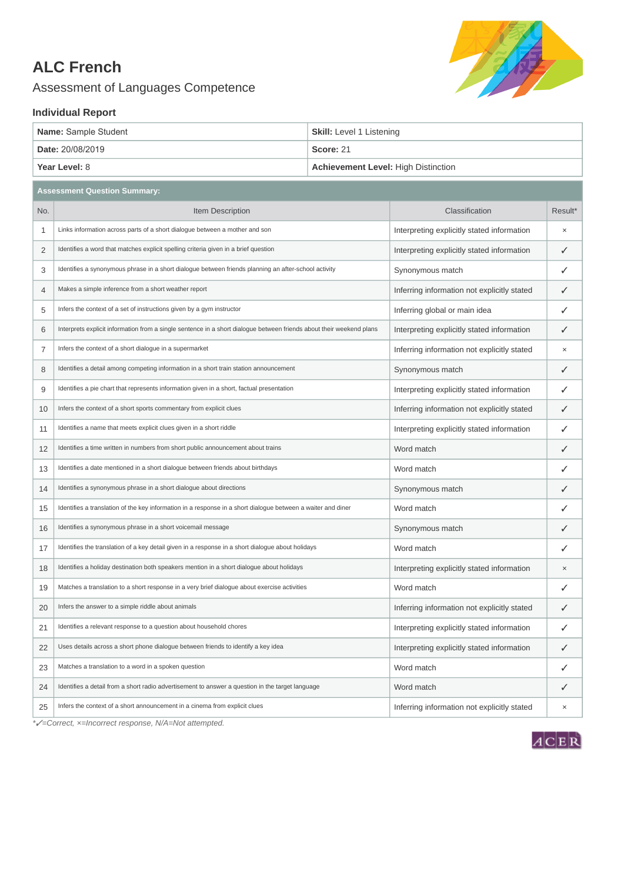# ALC French

## Assessment of Languages Competence

### Individual Report

| | |
|---|---|
| **Name:** Sample Student | **Skill:** Level 1 Listening |
| **Date:** 20/08/2019 | **Score:** 21 |
| **Year Level:** 8 | **Achievement Level:** High Distinction |

**Assessment Question Summary:**

| No. | Item Description | Classification | Result* |
|---|---|---|---|
| 1 | Links information across parts of a short dialogue between a mother and son | Interpreting explicitly stated information | × |
| 2 | Identifies a word that matches explicit spelling criteria given in a brief question | Interpreting explicitly stated information | ✓ |
| 3 | Identifies a synonymous phrase in a short dialogue between friends planning an after-school activity | Synonymous match | ✓ |
| 4 | Makes a simple inference from a short weather report | Inferring information not explicitly stated | ✓ |
| 5 | Infers the context of a set of instructions given by a gym instructor | Inferring global or main idea | ✓ |
| 6 | Interprets explicit information from a single sentence in a short dialogue between friends about their weekend plans | Interpreting explicitly stated information | ✓ |
| 7 | Infers the context of a short dialogue in a supermarket | Inferring information not explicitly stated | × |
| 8 | Identifies a detail among competing information in a short train station announcement | Synonymous match | ✓ |
| 9 | Identifies a pie chart that represents information given in a short, factual presentation | Interpreting explicitly stated information | ✓ |
| 10 | Infers the context of a short sports commentary from explicit clues | Inferring information not explicitly stated | ✓ |
| 11 | Identifies a name that meets explicit clues given in a short riddle | Interpreting explicitly stated information | ✓ |
| 12 | Identifies a time written in numbers from short public announcement about trains | Word match | ✓ |
| 13 | Identifies a date mentioned in a short dialogue between friends about birthdays | Word match | ✓ |
| 14 | Identifies a synonymous phrase in a short dialogue about directions | Synonymous match | ✓ |
| 15 | Identifies a translation of the key information in a response in a short dialogue between a waiter and diner | Word match | ✓ |
| 16 | Identifies a synonymous phrase in a short voicemail message | Synonymous match | ✓ |
| 17 | Identifies the translation of a key detail given in a response in a short dialogue about holidays | Word match | ✓ |
| 18 | Identifies a holiday destination both speakers mention in a short dialogue about holidays | Interpreting explicitly stated information | × |
| 19 | Matches a translation to a short response in a very brief dialogue about exercise activities | Word match | ✓ |
| 20 | Infers the answer to a simple riddle about animals | Inferring information not explicitly stated | ✓ |
| 21 | Identifies a relevant response to a question about household chores | Interpreting explicitly stated information | ✓ |
| 22 | Uses details across a short phone dialogue between friends to identify a key idea | Interpreting explicitly stated information | ✓ |
| 23 | Matches a translation to a word in a spoken question | Word match | ✓ |
| 24 | Identifies a detail from a short radio advertisement to answer a question in the target language | Word match | ✓ |
| 25 | Infers the context of a short announcement in a cinema from explicit clues | Inferring information not explicitly stated | × |

*\*✓=Correct, ×=Incorrect response, N/A=Not attempted.*

ACER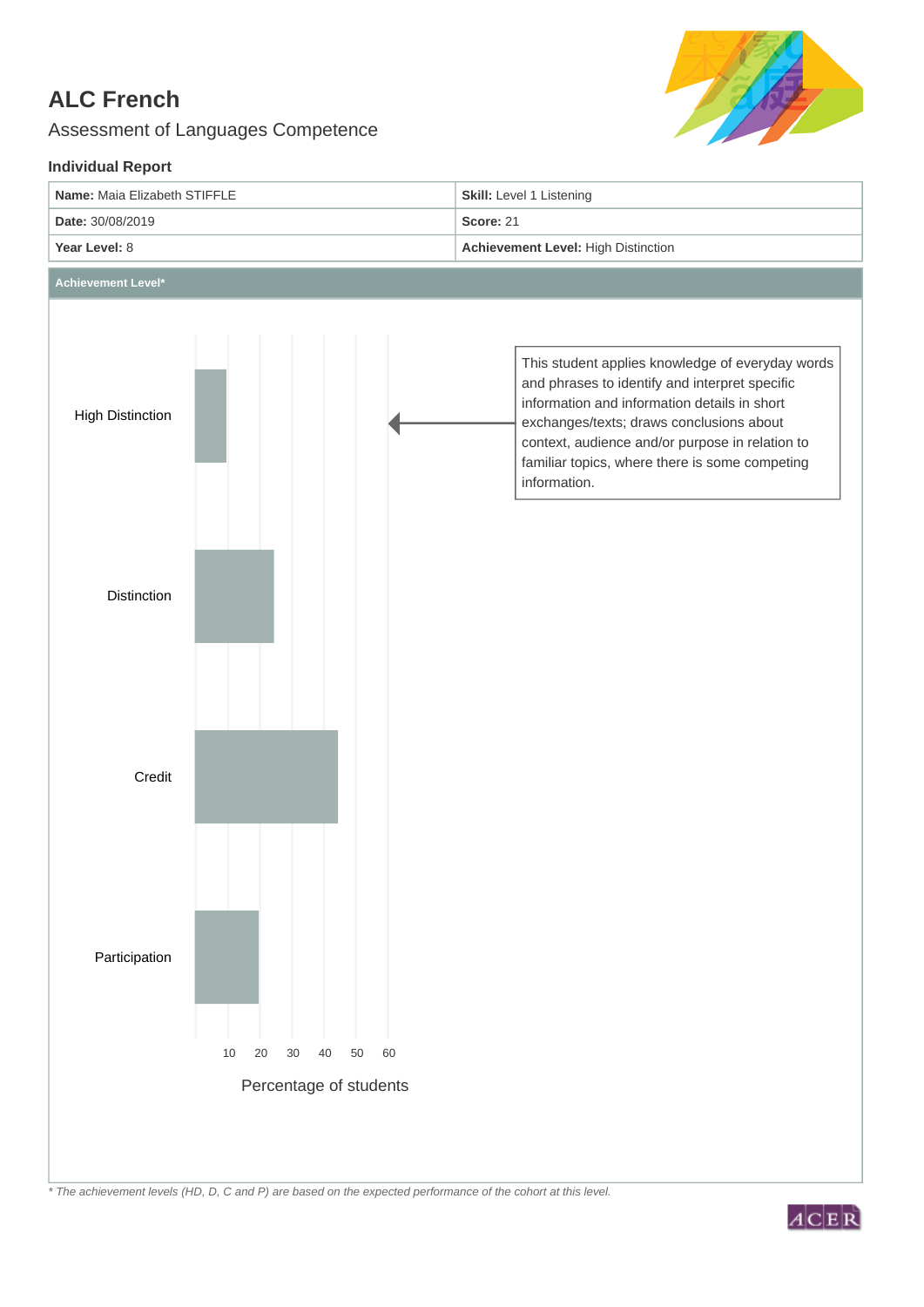# ALC French

Assessment of Languages Competence

### Individual Report

| | |
|---|---|
| **Name:** Maia Elizabeth STIFFLE | **Skill:** Level 1 Listening |
| **Date:** 30/08/2019 | **Score:** 21 |
| **Year Level:** 8 | **Achievement Level:** High Distinction |

**Achievement Level***

High Distinction

Distinction

Credit

Participation

10 20 30 40 50 60

Percentage of students

This student applies knowledge of everyday words and phrases to identify and interpret specific information and information details in short exchanges/texts; draws conclusions about context, audience and/or purpose in relation to familiar topics, where there is some competing information.

*\* The achievement levels (HD, D, C and P) are based on the expected performance of the cohort at this level.*

ACER